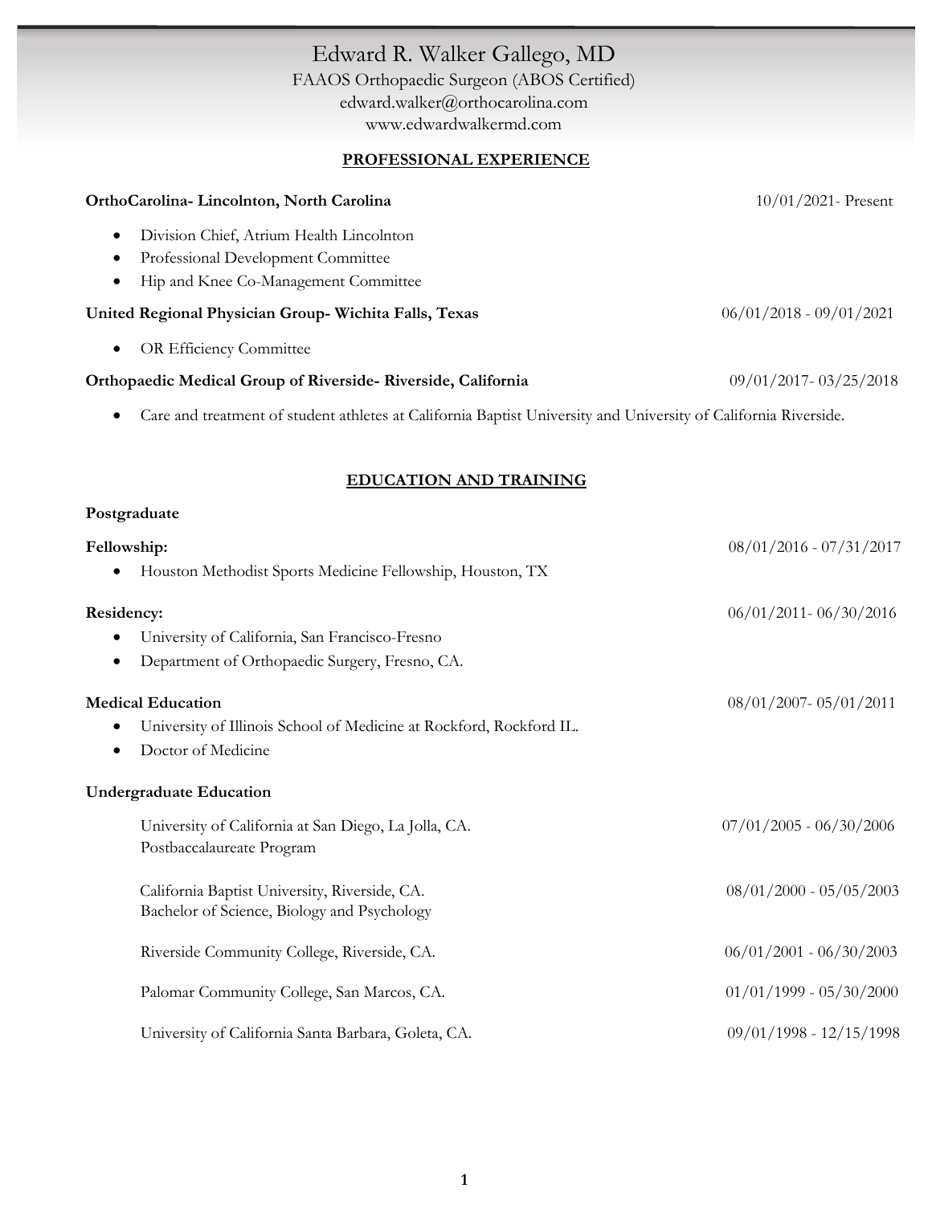# Edward R. Walker Gallego, MD

FAAOS Orthopaedic Surgeon (ABOS Certified)
edward.walker@orthocarolina.com
www.edwardwalkermd.com

## PROFESSIONAL EXPERIENCE

**OrthoCarolina- Lincolnton, North Carolina** 10/01/2021- Present

- Division Chief, Atrium Health Lincolnton
- Professional Development Committee
- Hip and Knee Co-Management Committee

**United Regional Physician Group- Wichita Falls, Texas** 06/01/2018 - 09/01/2021

- OR Efficiency Committee

**Orthopaedic Medical Group of Riverside- Riverside, California** 09/01/2017- 03/25/2018

- Care and treatment of student athletes at California Baptist University and University of California Riverside.

## EDUCATION AND TRAINING

**Postgraduate**

**Fellowship:** 08/01/2016 - 07/31/2017

- Houston Methodist Sports Medicine Fellowship, Houston, TX

**Residency:** 06/01/2011- 06/30/2016

- University of California, San Francisco-Fresno
- Department of Orthopaedic Surgery, Fresno, CA.

**Medical Education** 08/01/2007- 05/01/2011

- University of Illinois School of Medicine at Rockford, Rockford IL.
- Doctor of Medicine

**Undergraduate Education**

University of California at San Diego, La Jolla, CA. 07/01/2005 - 06/30/2006
Postbaccalaureate Program

California Baptist University, Riverside, CA. 08/01/2000 - 05/05/2003
Bachelor of Science, Biology and Psychology

Riverside Community College, Riverside, CA. 06/01/2001 - 06/30/2003

Palomar Community College, San Marcos, CA. 01/01/1999 - 05/30/2000

University of California Santa Barbara, Goleta, CA. 09/01/1998 - 12/15/1998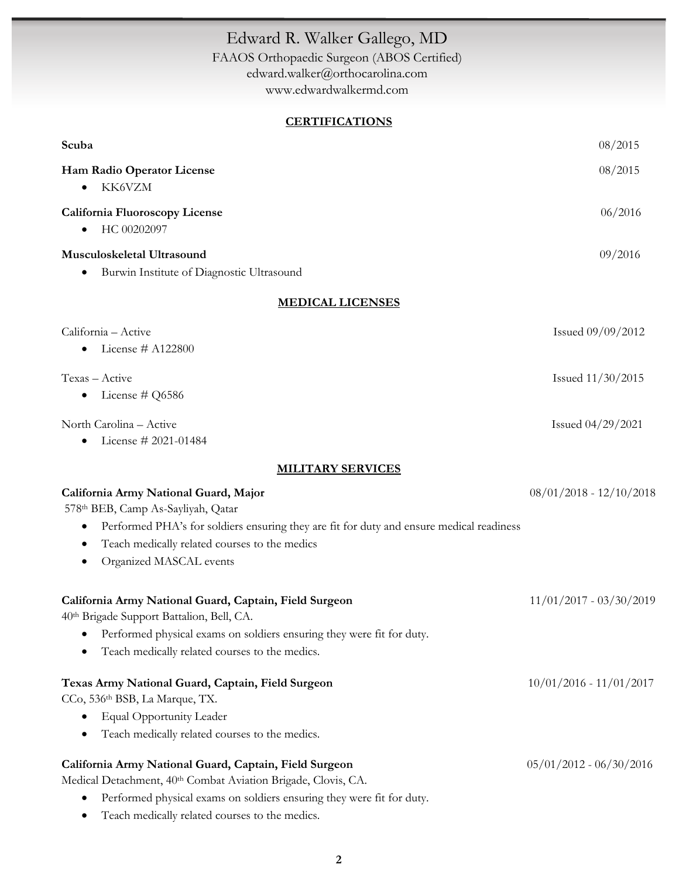# Edward R. Walker Gallego, MD

FAAOS Orthopaedic Surgeon (ABOS Certified)
edward.walker@orthocarolina.com
www.edwardwalkermd.com

## CERTIFICATIONS

**Scuba** 08/2015

**Ham Radio Operator License** 08/2015

- KK6VZM

**California Fluoroscopy License** 06/2016

- HC 00202097

**Musculoskeletal Ultrasound** 09/2016

- Burwin Institute of Diagnostic Ultrasound

## MEDICAL LICENSES

California – Active Issued 09/09/2012

- License # A122800

Texas – Active Issued 11/30/2015

- License # Q6586

North Carolina – Active Issued 04/29/2021

- License # 2021-01484

## MILITARY SERVICES

**California Army National Guard, Major** 08/01/2018 - 12/10/2018

578th BEB, Camp As-Sayliyah, Qatar

- Performed PHA's for soldiers ensuring they are fit for duty and ensure medical readiness
- Teach medically related courses to the medics
- Organized MASCAL events

**California Army National Guard, Captain, Field Surgeon** 11/01/2017 - 03/30/2019

40th Brigade Support Battalion, Bell, CA.

- Performed physical exams on soldiers ensuring they were fit for duty.
- Teach medically related courses to the medics.

**Texas Army National Guard, Captain, Field Surgeon** 10/01/2016 - 11/01/2017

CCo, 536th BSB, La Marque, TX.

- Equal Opportunity Leader
- Teach medically related courses to the medics.

**California Army National Guard, Captain, Field Surgeon** 05/01/2012 - 06/30/2016

Medical Detachment, 40th Combat Aviation Brigade, Clovis, CA.

- Performed physical exams on soldiers ensuring they were fit for duty.
- Teach medically related courses to the medics.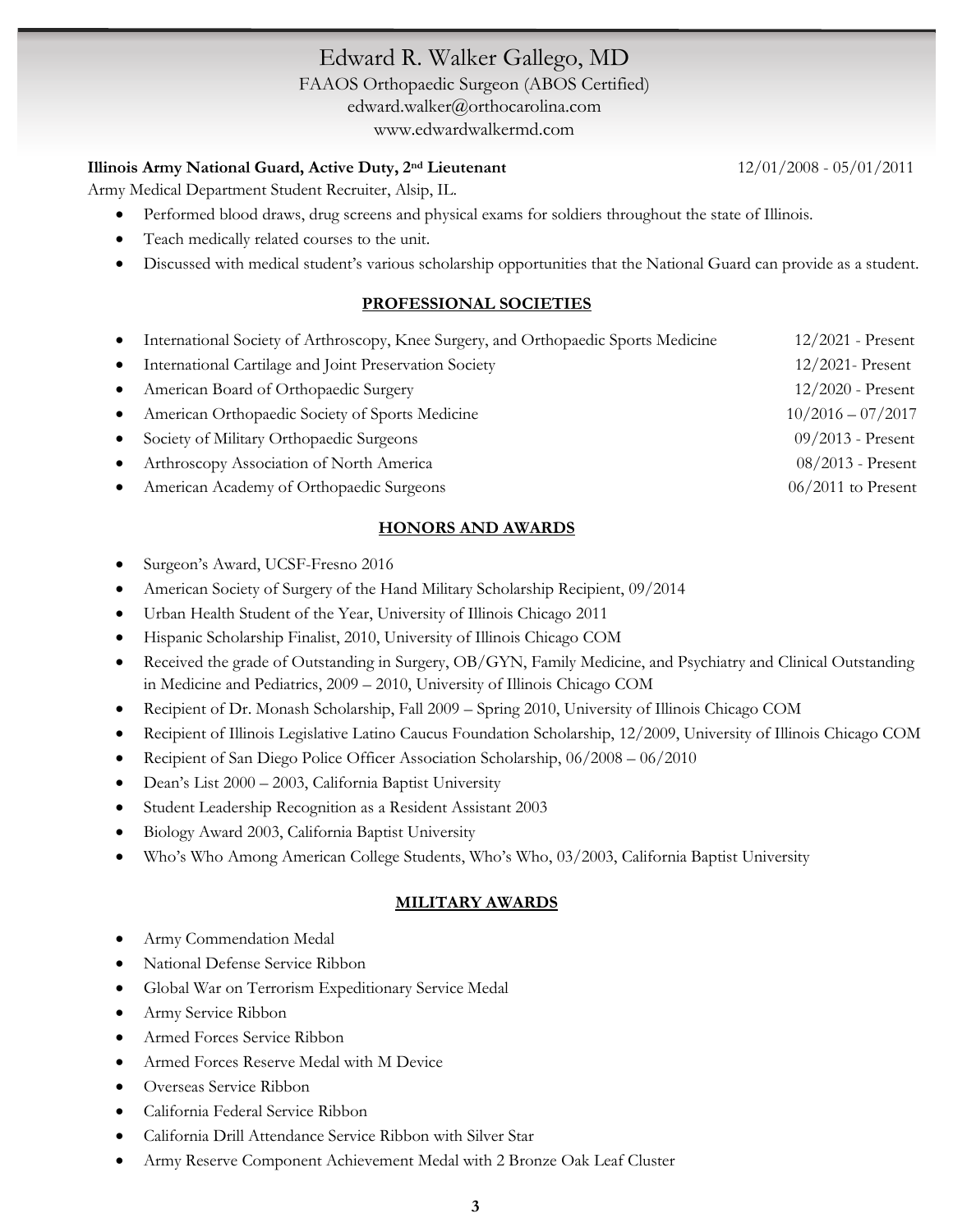# Edward R. Walker Gallego, MD

FAAOS Orthopaedic Surgeon (ABOS Certified)
edward.walker@orthocarolina.com
www.edwardwalkermd.com

**Illinois Army National Guard, Active Duty, 2nd Lieutenant** 12/01/2008 - 05/01/2011

Army Medical Department Student Recruiter, Alsip, IL.

- Performed blood draws, drug screens and physical exams for soldiers throughout the state of Illinois.
- Teach medically related courses to the unit.
- Discussed with medical student's various scholarship opportunities that the National Guard can provide as a student.

## PROFESSIONAL SOCIETIES

- International Society of Arthroscopy, Knee Surgery, and Orthopaedic Sports Medicine 12/2021 - Present
- International Cartilage and Joint Preservation Society 12/2021- Present
- American Board of Orthopaedic Surgery 12/2020 - Present
- American Orthopaedic Society of Sports Medicine 10/2016 – 07/2017
- Society of Military Orthopaedic Surgeons 09/2013 - Present
- Arthroscopy Association of North America 08/2013 - Present
- American Academy of Orthopaedic Surgeons 06/2011 to Present

## HONORS AND AWARDS

- Surgeon's Award, UCSF-Fresno 2016
- American Society of Surgery of the Hand Military Scholarship Recipient, 09/2014
- Urban Health Student of the Year, University of Illinois Chicago 2011
- Hispanic Scholarship Finalist, 2010, University of Illinois Chicago COM
- Received the grade of Outstanding in Surgery, OB/GYN, Family Medicine, and Psychiatry and Clinical Outstanding in Medicine and Pediatrics, 2009 – 2010, University of Illinois Chicago COM
- Recipient of Dr. Monash Scholarship, Fall 2009 – Spring 2010, University of Illinois Chicago COM
- Recipient of Illinois Legislative Latino Caucus Foundation Scholarship, 12/2009, University of Illinois Chicago COM
- Recipient of San Diego Police Officer Association Scholarship, 06/2008 – 06/2010
- Dean's List 2000 – 2003, California Baptist University
- Student Leadership Recognition as a Resident Assistant 2003
- Biology Award 2003, California Baptist University
- Who's Who Among American College Students, Who's Who, 03/2003, California Baptist University

## MILITARY AWARDS

- Army Commendation Medal
- National Defense Service Ribbon
- Global War on Terrorism Expeditionary Service Medal
- Army Service Ribbon
- Armed Forces Service Ribbon
- Armed Forces Reserve Medal with M Device
- Overseas Service Ribbon
- California Federal Service Ribbon
- California Drill Attendance Service Ribbon with Silver Star
- Army Reserve Component Achievement Medal with 2 Bronze Oak Leaf Cluster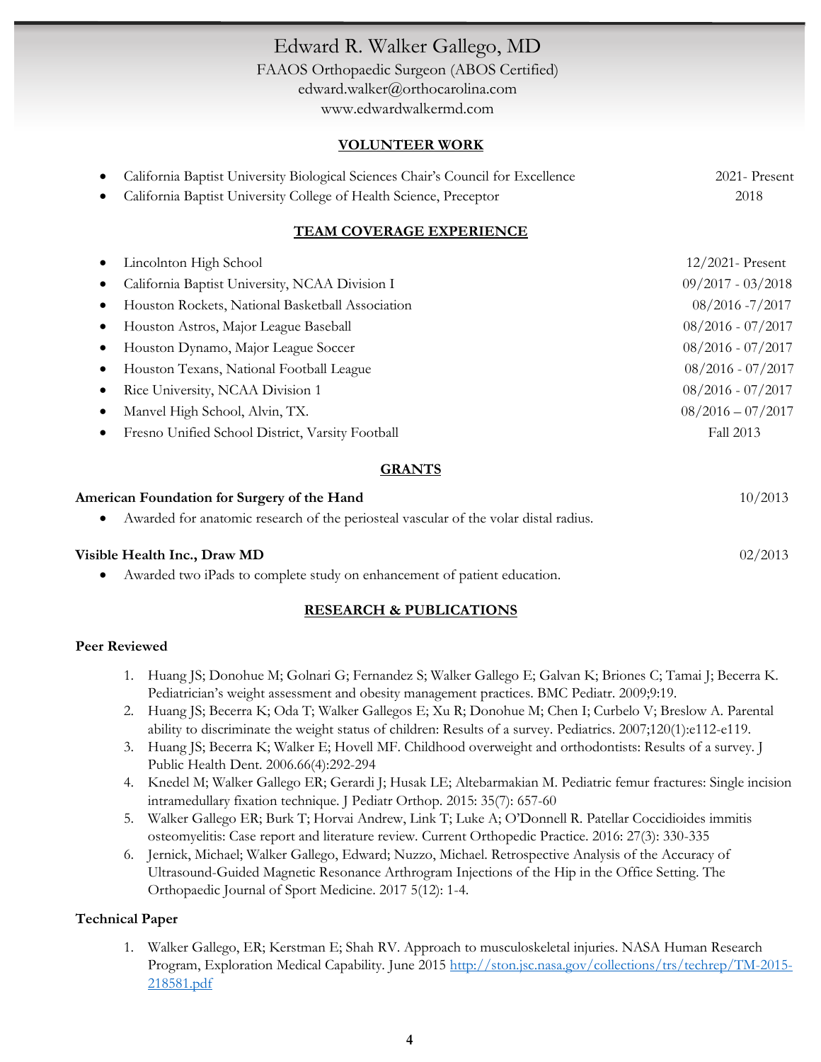# Edward R. Walker Gallego, MD

FAAOS Orthopaedic Surgeon (ABOS Certified)
edward.walker@orthocarolina.com
www.edwardwalkermd.com

## VOLUNTEER WORK

- California Baptist University Biological Sciences Chair's Council for Excellence — 2021- Present
- California Baptist University College of Health Science, Preceptor — 2018

## TEAM COVERAGE EXPERIENCE

- Lincolnton High School — 12/2021- Present
- California Baptist University, NCAA Division I — 09/2017 - 03/2018
- Houston Rockets, National Basketball Association — 08/2016 -7/2017
- Houston Astros, Major League Baseball — 08/2016 - 07/2017
- Houston Dynamo, Major League Soccer — 08/2016 - 07/2017
- Houston Texans, National Football League — 08/2016 - 07/2017
- Rice University, NCAA Division 1 — 08/2016 - 07/2017
- Manvel High School, Alvin, TX. — 08/2016 – 07/2017
- Fresno Unified School District, Varsity Football — Fall 2013

## GRANTS

**American Foundation for Surgery of the Hand** — 10/2013

- Awarded for anatomic research of the periosteal vascular of the volar distal radius.

**Visible Health Inc., Draw MD** — 02/2013

- Awarded two iPads to complete study on enhancement of patient education.

## RESEARCH & PUBLICATIONS

### Peer Reviewed

1. Huang JS; Donohue M; Golnari G; Fernandez S; Walker Gallego E; Galvan K; Briones C; Tamai J; Becerra K. Pediatrician's weight assessment and obesity management practices. BMC Pediatr. 2009;9:19.
2. Huang JS; Becerra K; Oda T; Walker Gallegos E; Xu R; Donohue M; Chen I; Curbelo V; Breslow A. Parental ability to discriminate the weight status of children: Results of a survey. Pediatrics. 2007;120(1):e112-e119.
3. Huang JS; Becerra K; Walker E; Hovell MF. Childhood overweight and orthodontists: Results of a survey. J Public Health Dent. 2006.66(4):292-294
4. Knedel M; Walker Gallego ER; Gerardi J; Husak LE; Altebarmakian M. Pediatric femur fractures: Single incision intramedullary fixation technique. J Pediatr Orthop. 2015: 35(7): 657-60
5. Walker Gallego ER; Burk T; Horvai Andrew, Link T; Luke A; O'Donnell R. Patellar Coccidioides immitis osteomyelitis: Case report and literature review. Current Orthopedic Practice. 2016: 27(3): 330-335
6. Jernick, Michael; Walker Gallego, Edward; Nuzzo, Michael. Retrospective Analysis of the Accuracy of Ultrasound-Guided Magnetic Resonance Arthrogram Injections of the Hip in the Office Setting. The Orthopaedic Journal of Sport Medicine. 2017 5(12): 1-4.

### Technical Paper

1. Walker Gallego, ER; Kerstman E; Shah RV. Approach to musculoskeletal injuries. NASA Human Research Program, Exploration Medical Capability. June 2015 [http://ston.jsc.nasa.gov/collections/trs/techrep/TM-2015-218581.pdf](http://ston.jsc.nasa.gov/collections/trs/techrep/TM-2015-218581.pdf)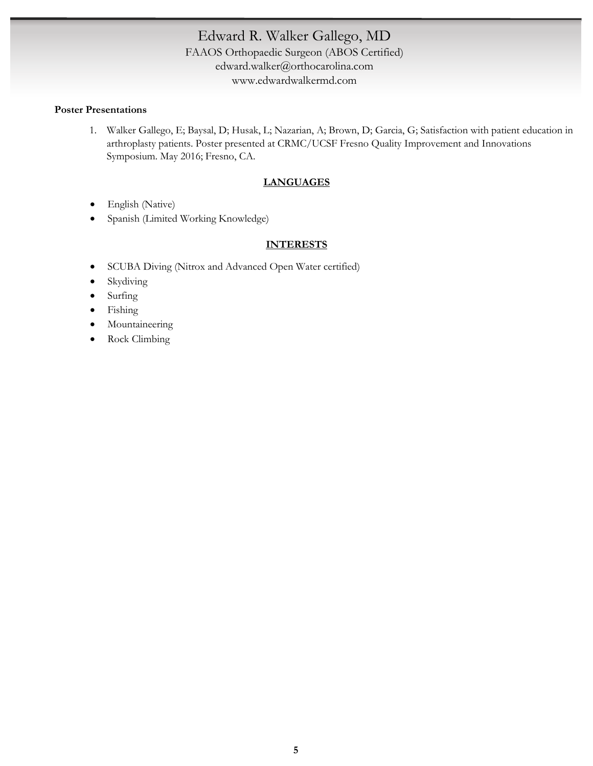**Poster Presentations**

1. Walker Gallego, E; Baysal, D; Husak, L; Nazarian, A; Brown, D; Garcia, G; Satisfaction with patient education in arthroplasty patients. Poster presented at CRMC/UCSF Fresno Quality Improvement and Innovations Symposium. May 2016; Fresno, CA.

## LANGUAGES

- English (Native)
- Spanish (Limited Working Knowledge)

## INTERESTS

- SCUBA Diving (Nitrox and Advanced Open Water certified)
- Skydiving
- Surfing
- Fishing
- Mountaineering
- Rock Climbing